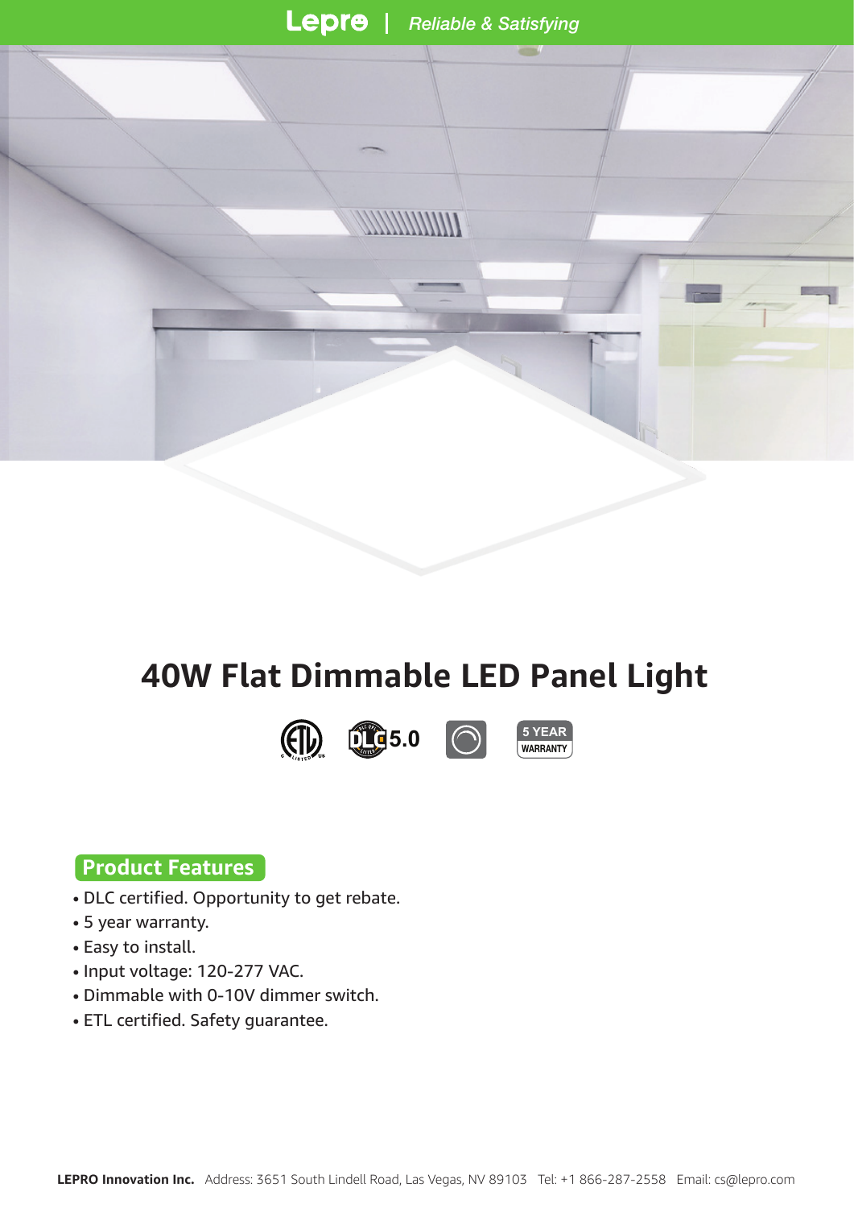Lepro | *Reliable & Satisfying*

# 40W Flat Dimmable LED Panel Light

5.0

5 YEAR WARRANTY

## Product Features

- DLC certified. Opportunity to get rebate.
- 5 year warranty.
- Easy to install.
- Input voltage: 120-277 VAC.
- Dimmable with 0-10V dimmer switch.
- ETL certified. Safety guarantee.

**LEPRO Innovation Inc.** Address: 3651 South Lindell Road, Las Vegas, NV 89103 Tel: +1 866-287-2558 Email: cs@lepro.com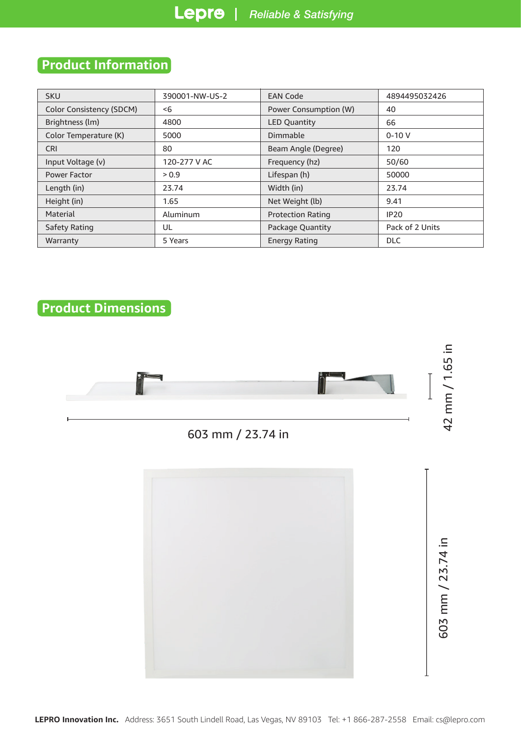## Product Information

| SKU | 390001-NW-US-2 | EAN Code | 4894495032426 |
|---|---|---|---|
| Color Consistency (SDCM) | <6 | Power Consumption (W) | 40 |
| Brightness (lm) | 4800 | LED Quantity | 66 |
| Color Temperature (K) | 5000 | Dimmable | 0-10 V |
| CRI | 80 | Beam Angle (Degree) | 120 |
| Input Voltage (v) | 120-277 V AC | Frequency (hz) | 50/60 |
| Power Factor | > 0.9 | Lifespan (h) | 50000 |
| Length (in) | 23.74 | Width (in) | 23.74 |
| Height (in) | 1.65 | Net Weight (lb) | 9.41 |
| Material | Aluminum | Protection Rating | IP20 |
| Safety Rating | UL | Package Quantity | Pack of 2 Units |
| Warranty | 5 Years | Energy Rating | DLC |

## Product Dimensions

603 mm / 23.74 in

42 mm / 1.65 in

603 mm / 23.74 in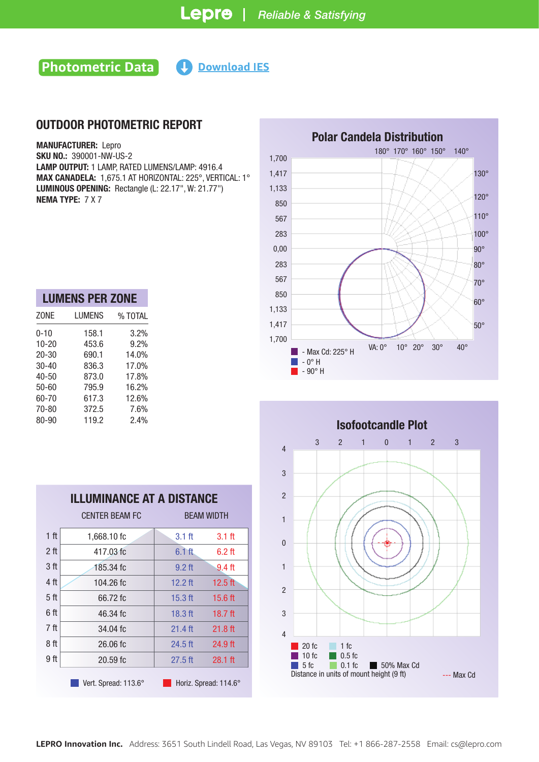Lepro | *Reliable & Satisfying*

## Photometric Data

Download IES

# OUTDOOR PHOTOMETRIC REPORT

**MANUFACTURER:** Lepro
**SKU NO.:** 390001-NW-US-2
**LAMP OUTPUT:** 1 LAMP, RATED LUMENS/LAMP: 4916.4
**MAX CANADELA:** 1,675.1 AT HORIZONTAL: 225°, VERTICAL: 1°
**LUMINOUS OPENING:** Rectangle (L: 22.17", W: 21.77")
**NEMA TYPE:** 7 X 7

## Polar Candela Distribution

- Max Cd: 225° H
- 0° H
- 90° H

## LUMENS PER ZONE

| ZONE | LUMENS | % TOTAL |
|---|---|---|
| 0-10 | 158.1 | 3.2% |
| 10-20 | 453.6 | 9.2% |
| 20-30 | 690.1 | 14.0% |
| 30-40 | 836.3 | 17.0% |
| 40-50 | 873.0 | 17.8% |
| 50-60 | 795.9 | 16.2% |
| 60-70 | 617.3 | 12.6% |
| 70-80 | 372.5 | 7.6% |
| 80-90 | 119.2 | 2.4% |

## Isofootcandle Plot

20 fc, 10 fc, 5 fc, 1 fc, 0.5 fc, 0.1 fc, 50% Max Cd, --- Max Cd

Distance in units of mount height (9 ft)

## ILLUMINANCE AT A DISTANCE

| | CENTER BEAM FC | BEAM WIDTH | |
|---|---|---|---|
| 1 ft | 1,668.10 fc | 3.1 ft | 3.1 ft |
| 2 ft | 417.03 fc | 6.1 ft | 6.2 ft |
| 3 ft | 185.34 fc | 9.2 ft | 9.4 ft |
| 4 ft | 104.26 fc | 12.2 ft | 12.5 ft |
| 5 ft | 66.72 fc | 15.3 ft | 15.6 ft |
| 6 ft | 46.34 fc | 18.3 ft | 18.7 ft |
| 7 ft | 34.04 fc | 21.4 ft | 21.8 ft |
| 8 ft | 26.06 fc | 24.5 ft | 24.9 ft |
| 9 ft | 20.59 fc | 27.5 ft | 28.1 ft |

Vert. Spread: 113.6° Horiz. Spread: 114.6°

**LEPRO Innovation Inc.** Address: 3651 South Lindell Road, Las Vegas, NV 89103 Tel: +1 866-287-2558 Email: cs@lepro.com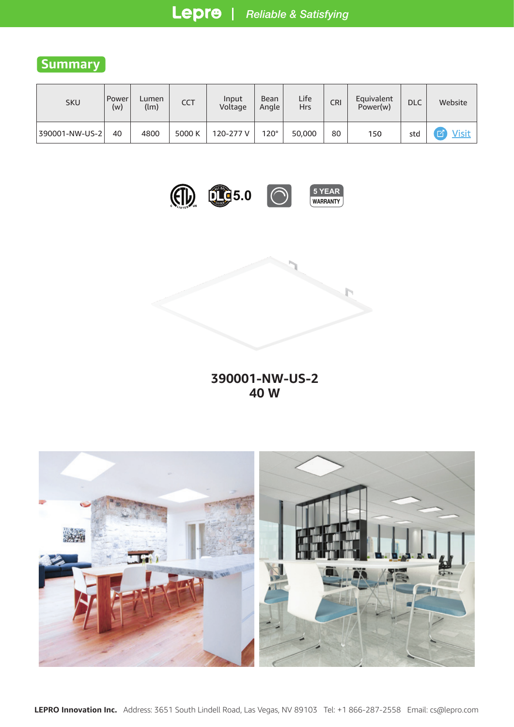## Summary

| SKU | Power (w) | Lumen (lm) | CCT | Input Voltage | Bean Angle | Life Hrs | CRI | Equivalent Power(w) | DLC | Website |
|---|---|---|---|---|---|---|---|---|---|---|
| 390001-NW-US-2 | 40 | 4800 | 5000 K | 120-277 V | 120° | 50,000 | 80 | 150 | std | Visit |

5.0

5 YEAR WARRANTY

**390001-NW-US-2**
**40 W**

**LEPRO Innovation Inc.** Address: 3651 South Lindell Road, Las Vegas, NV 89103 Tel: +1 866-287-2558 Email: cs@lepro.com